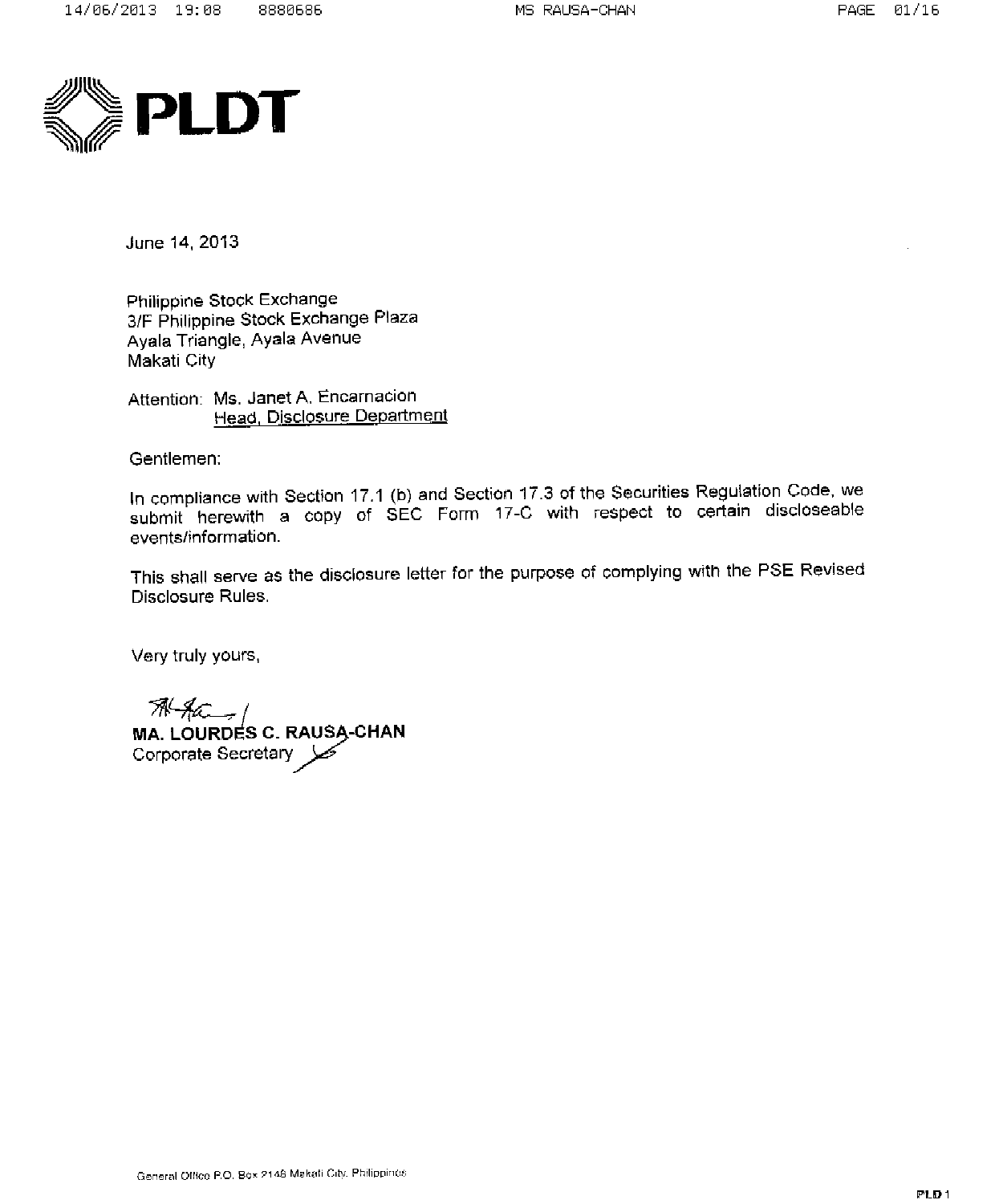**PLDT**

June 14, 2013

Philippine Stock Exchange
3/F Philippine Stock Exchange Plaza
Ayala Triangle, Ayala Avenue
Makati City

Attention: Ms. Janet A. Encarnacion
Head, Disclosure Department

Gentlemen:

In compliance with Section 17.1 (b) and Section 17.3 of the Securities Regulation Code, we submit herewith a copy of SEC Form 17-C with respect to certain discloseable events/information.

This shall serve as the disclosure letter for the purpose of complying with the PSE Revised Disclosure Rules.

Very truly yours,

**MA. LOURDES C. RAUSA-CHAN**
Corporate Secretary

General Office P.O. Box 2148 Makati City, Philippines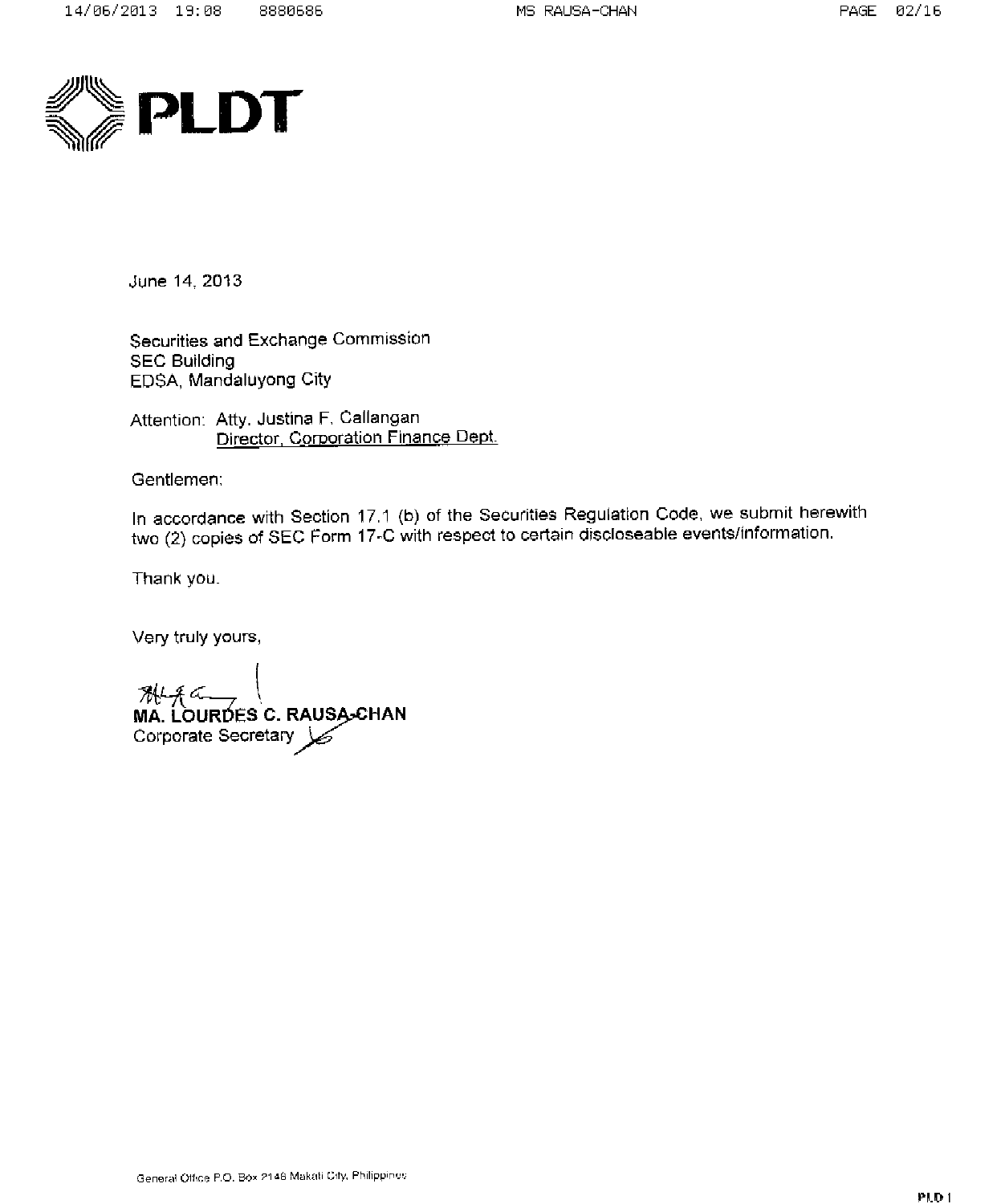**PLDT**

June 14, 2013

Securities and Exchange Commission
SEC Building
EDSA, Mandaluyong City

Attention: Atty. Justina F. Callangan
<u>Director, Corporation Finance Dept.</u>

Gentlemen:

In accordance with Section 17.1 (b) of the Securities Regulation Code, we submit herewith two (2) copies of SEC Form 17-C with respect to certain discloseable events/information.

Thank you.

Very truly yours,

**MA. LOURDES C. RAUSA-CHAN**
Corporate Secretary

General Office P.O. Box 2148 Makati City, Philippines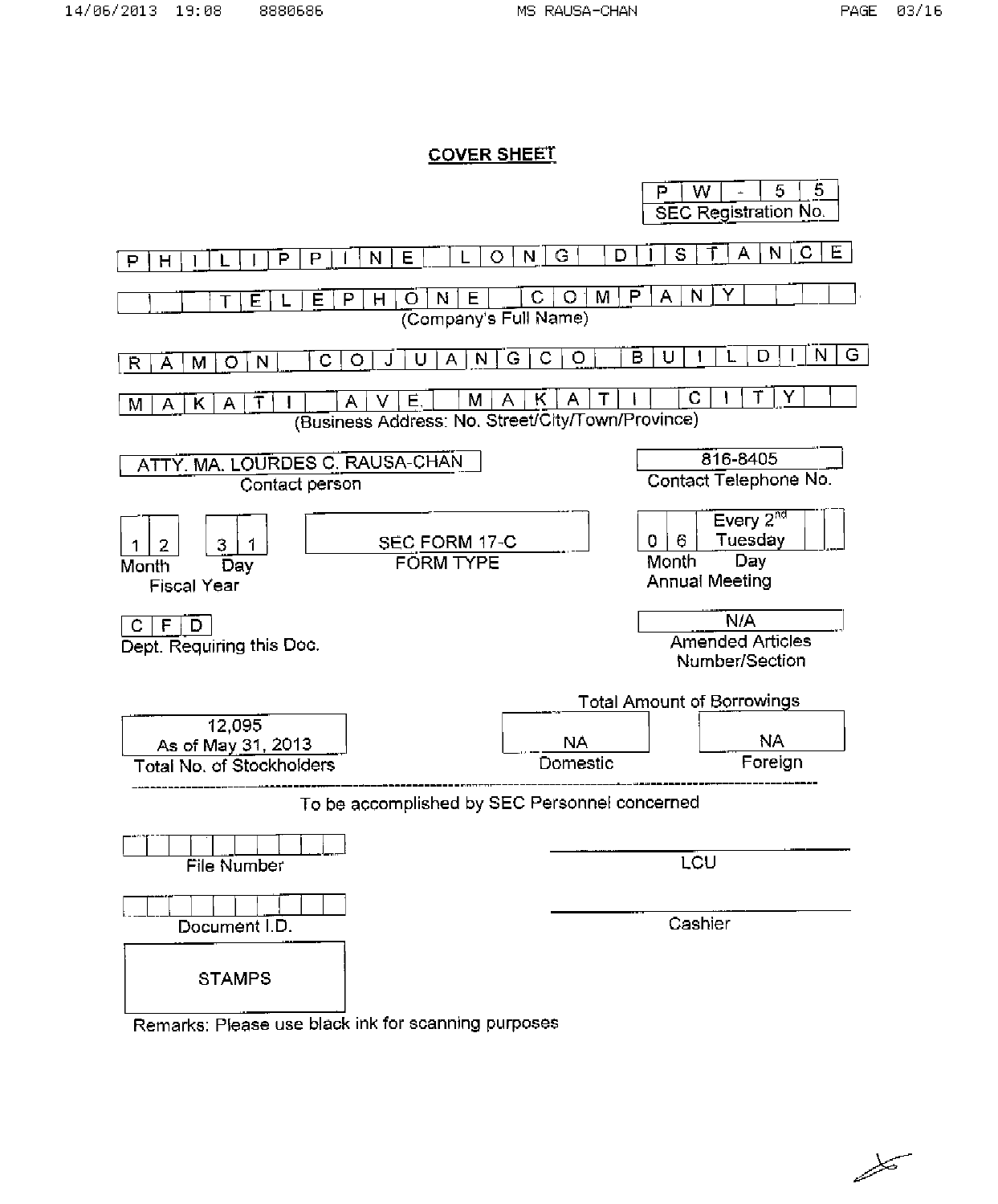# COVER SHEET

**PW-55**
SEC Registration No.

**PHILIPPINE LONG DISTANCE TELEPHONE COMPANY**
(Company's Full Name)

**RAMON COJUANGCO BUILDING MAKATI AVE. MAKATI CITY**
(Business Address: No. Street/City/Town/Province)

| ATTY. MA. LOURDES C. RAUSA-CHAN | 816-8405 |
|---|---|
| Contact person | Contact Telephone No. |

| 12 | 31 | SEC FORM 17-C | 06 | Every 2[nd] Tuesday |
|---|---|---|---|---|
| Month | Day | FORM TYPE | Month | Day |
| Fiscal Year | | | Annual Meeting | |

| CFD | N/A |
|---|---|
| Dept. Requiring this Doc. | Amended Articles Number/Section |

| | Total Amount of Borrowings | |
|---|---|---|
| 12,095 As of May 31, 2013 | NA | NA |
| Total No. of Stockholders | Domestic | Foreign |

To be accomplished by SEC Personnel concerned

File Number ____________________ LCU ____________________

Document I.D. ____________________ Cashier ____________________

STAMPS

Remarks: Please use black ink for scanning purposes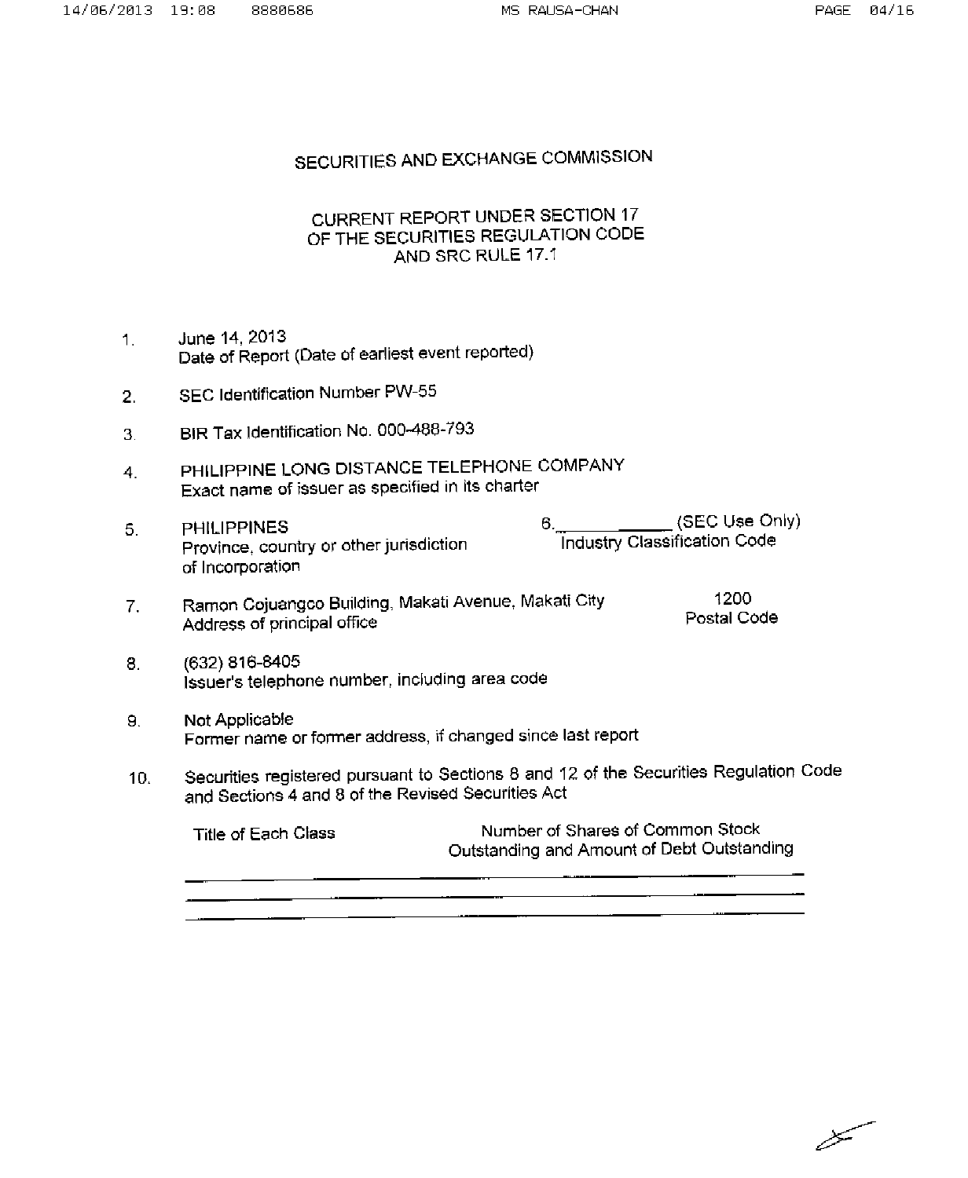# SECURITIES AND EXCHANGE COMMISSION

## CURRENT REPORT UNDER SECTION 17 OF THE SECURITIES REGULATION CODE AND SRC RULE 17.1

1. June 14, 2013
   Date of Report (Date of earliest event reported)

2. SEC Identification Number PW-55

3. BIR Tax Identification No. 000-488-793

4. PHILIPPINE LONG DISTANCE TELEPHONE COMPANY
   Exact name of issuer as specified in its charter

5. PHILIPPINES
   Province, country or other jurisdiction of Incorporation

6. ____________ (SEC Use Only)
   Industry Classification Code

7. Ramon Cojuangco Building, Makati Avenue, Makati City — 1200
   Address of principal office — Postal Code

8. (632) 816-8405
   Issuer's telephone number, including area code

9. Not Applicable
   Former name or former address, if changed since last report

10. Securities registered pursuant to Sections 8 and 12 of the Securities Regulation Code and Sections 4 and 8 of the Revised Securities Act

| Title of Each Class | Number of Shares of Common Stock Outstanding and Amount of Debt Outstanding |
|---|---|
| | |
| | |
| | |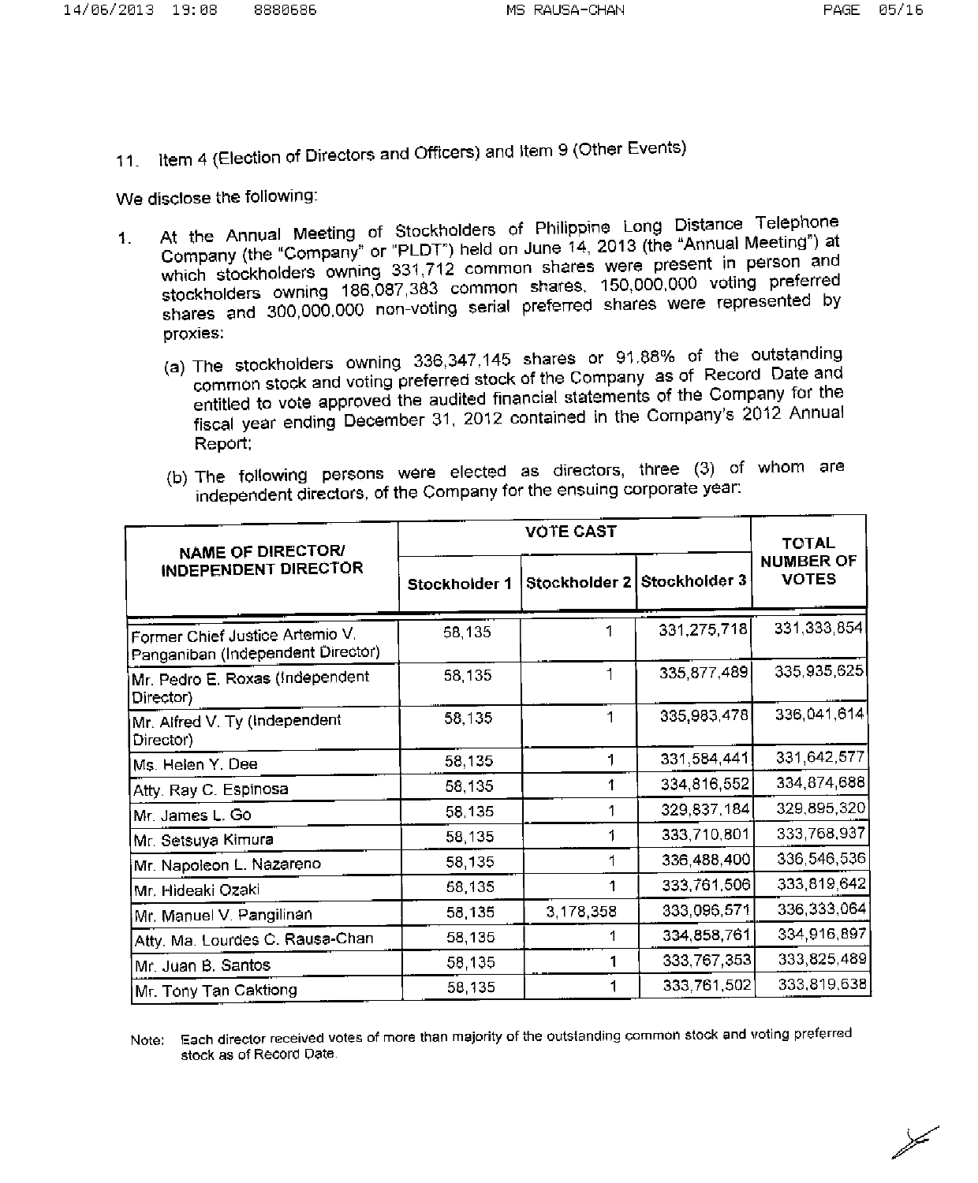11. Item 4 (Election of Directors and Officers) and Item 9 (Other Events)

We disclose the following:

1. At the Annual Meeting of Stockholders of Philippine Long Distance Telephone Company (the "Company" or "PLDT") held on June 14, 2013 (the "Annual Meeting") at which stockholders owning 331,712 common shares were present in person and stockholders owning 186,087,383 common shares, 150,000,000 voting preferred shares and 300,000,000 non-voting serial preferred shares were represented by proxies:

   (a) The stockholders owning 336,347,145 shares or 91.88% of the outstanding common stock and voting preferred stock of the Company as of Record Date and entitled to vote approved the audited financial statements of the Company for the fiscal year ending December 31, 2012 contained in the Company's 2012 Annual Report;

   (b) The following persons were elected as directors, three (3) of whom are independent directors, of the Company for the ensuing corporate year:

| NAME OF DIRECTOR/ INDEPENDENT DIRECTOR | VOTE CAST | | | TOTAL NUMBER OF VOTES |
|---|---|---|---|---|
| | Stockholder 1 | Stockholder 2 | Stockholder 3 | |
| Former Chief Justice Artemio V. Panganiban (Independent Director) | 58,135 | 1 | 331,275,718 | 331,333,854 |
| Mr. Pedro E. Roxas (Independent Director) | 58,135 | 1 | 335,877,489 | 335,935,625 |
| Mr. Alfred V. Ty (Independent Director) | 58,135 | 1 | 335,983,478 | 336,041,614 |
| Ms. Helen Y. Dee | 58,135 | 1 | 331,584,441 | 331,642,577 |
| Atty. Ray C. Espinosa | 58,135 | 1 | 334,816,552 | 334,874,688 |
| Mr. James L. Go | 58,135 | 1 | 329,837,184 | 329,895,320 |
| Mr. Setsuya Kimura | 58,135 | 1 | 333,710,801 | 333,768,937 |
| Mr. Napoleon L. Nazareno | 58,135 | 1 | 336,488,400 | 336,546,536 |
| Mr. Hideaki Ozaki | 58,135 | 1 | 333,761,506 | 333,819,642 |
| Mr. Manuel V. Pangilinan | 58,135 | 3,178,358 | 333,096,571 | 336,333,064 |
| Atty. Ma. Lourdes C. Rausa-Chan | 58,135 | 1 | 334,858,761 | 334,916,897 |
| Mr. Juan B. Santos | 58,135 | 1 | 333,767,353 | 333,825,489 |
| Mr. Tony Tan Caktiong | 58,135 | 1 | 333,761,502 | 333,819,638 |

Note: Each director received votes of more than majority of the outstanding common stock and voting preferred stock as of Record Date.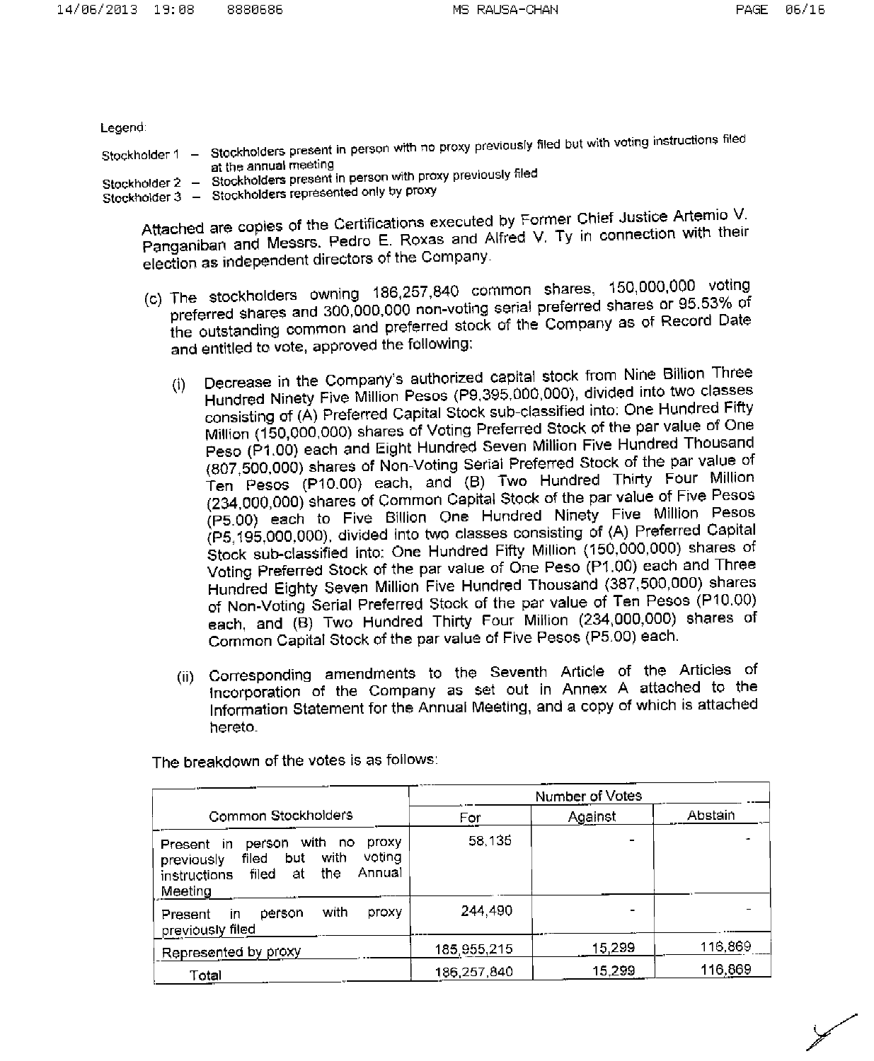Legend:

Stockholder 1 – Stockholders present in person with no proxy previously filed but with voting instructions filed at the annual meeting

Stockholder 2 – Stockholders present in person with proxy previously filed

Stockholder 3 – Stockholders represented only by proxy

Attached are copies of the Certifications executed by Former Chief Justice Artemio V. Panganiban and Messrs. Pedro E. Roxas and Alfred V. Ty in connection with their election as independent directors of the Company.

(c) The stockholders owning 186,257,840 common shares, 150,000,000 voting preferred shares and 300,000,000 non-voting serial preferred shares or 95.53% of the outstanding common and preferred stock of the Company as of Record Date and entitled to vote, approved the following:

(i) Decrease in the Company's authorized capital stock from Nine Billion Three Hundred Ninety Five Million Pesos (P9,395,000,000), divided into two classes consisting of (A) Preferred Capital Stock sub-classified into: One Hundred Fifty Million (150,000,000) shares of Voting Preferred Stock of the par value of One Peso (P1.00) each and Eight Hundred Seven Million Five Hundred Thousand (807,500,000) shares of Non-Voting Serial Preferred Stock of the par value of Ten Pesos (P10.00) each, and (B) Two Hundred Thirty Four Million (234,000,000) shares of Common Capital Stock of the par value of Five Pesos (P5.00) each to Five Billion One Hundred Ninety Five Million Pesos (P5,195,000,000), divided into two classes consisting of (A) Preferred Capital Stock sub-classified into: One Hundred Fifty Million (150,000,000) shares of Voting Preferred Stock of the par value of One Peso (P1.00) each and Three Hundred Eighty Seven Million Five Hundred Thousand (387,500,000) shares of Non-Voting Serial Preferred Stock of the par value of Ten Pesos (P10.00) each, and (B) Two Hundred Thirty Four Million (234,000,000) shares of Common Capital Stock of the par value of Five Pesos (P5.00) each.

(ii) Corresponding amendments to the Seventh Article of the Articles of Incorporation of the Company as set out in Annex A attached to the Information Statement for the Annual Meeting, and a copy of which is attached hereto.

The breakdown of the votes is as follows:

| Common Stockholders | Number of Votes | | |
|---|---|---|---|
| | For | Against | Abstain |
| Present in person with no proxy previously filed but with voting instructions filed at the Annual Meeting | 58,135 | - | - |
| Present in person with proxy previously filed | 244,490 | - | - |
| Represented by proxy | 185,955,215 | 15,299 | 116,869 |
| Total | 186,257,840 | 15,299 | 116,869 |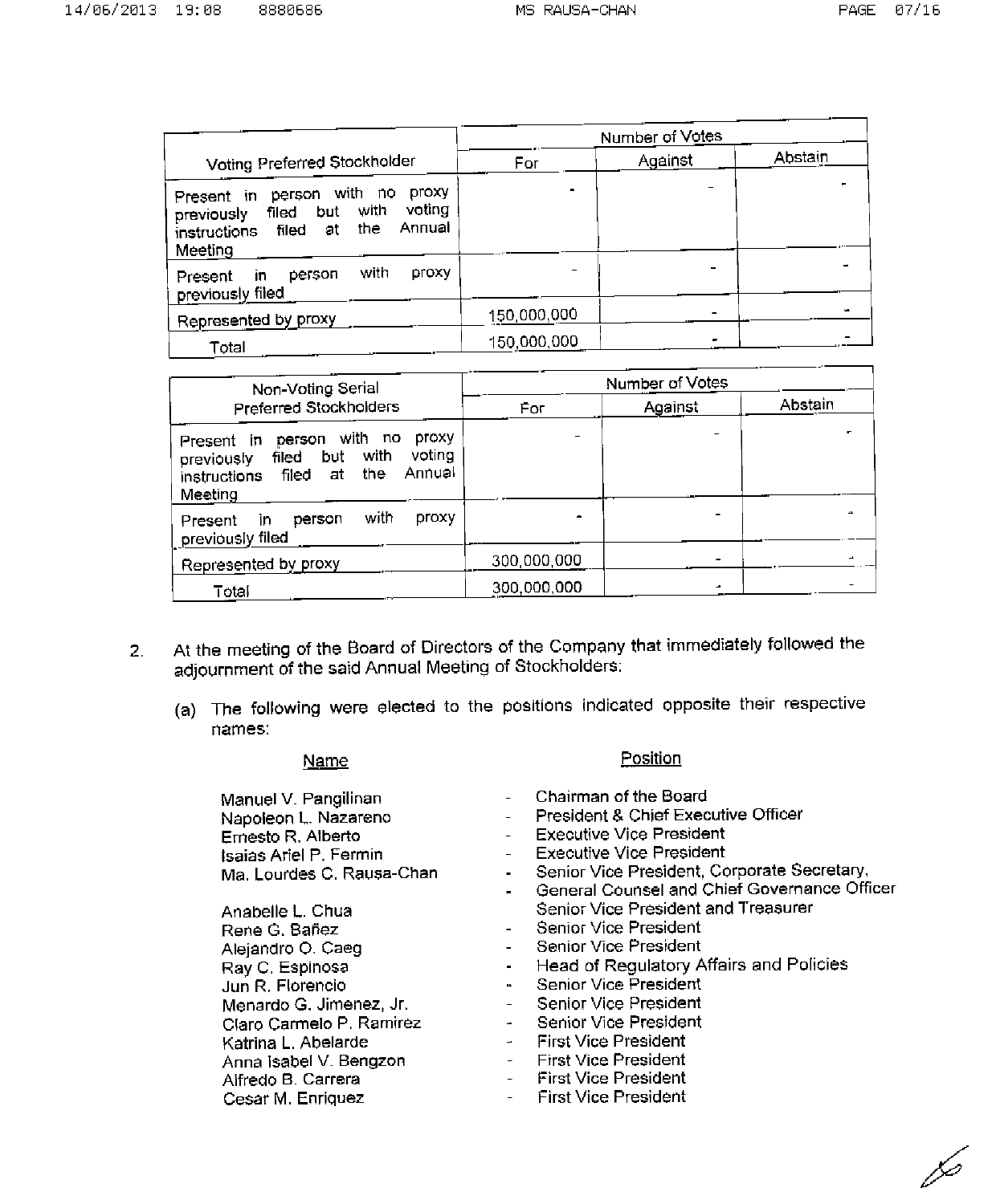| Voting Preferred Stockholder | Number of Votes | | |
|---|---|---|---|
| | For | Against | Abstain |
| Present in person with no proxy previously filed but with voting instructions filed at the Annual Meeting | - | - | - |
| Present in person with proxy previously filed | - | - | - |
| Represented by proxy | 150,000,000 | - | - |
| Total | 150,000,000 | - | - |

| Non-Voting Serial Preferred Stockholders | Number of Votes | | |
|---|---|---|---|
| | For | Against | Abstain |
| Present in person with no proxy previously filed but with voting instructions filed at the Annual Meeting | - | - | - |
| Present in person with proxy previously filed | - | - | - |
| Represented by proxy | 300,000,000 | - | - |
| Total | 300,000,000 | - | - |

2. At the meeting of the Board of Directors of the Company that immediately followed the adjournment of the said Annual Meeting of Stockholders:

   (a) The following were elected to the positions indicated opposite their respective names:

| Name | | Position |
|---|---|---|
| Manuel V. Pangilinan | - | Chairman of the Board |
| Napoleon L. Nazareno | - | President & Chief Executive Officer |
| Ernesto R. Alberto | - | Executive Vice President |
| Isaias Ariel P. Fermin | - | Executive Vice President |
| Ma. Lourdes C. Rausa-Chan | - | Senior Vice President, Corporate Secretary, General Counsel and Chief Governance Officer |
| Anabelle L. Chua | - | Senior Vice President and Treasurer |
| Rene G. Bañez | - | Senior Vice President |
| Alejandro O. Caeg | - | Senior Vice President |
| Ray C. Espinosa | - | Head of Regulatory Affairs and Policies |
| Jun R. Florencio | - | Senior Vice President |
| Menardo G. Jimenez, Jr. | - | Senior Vice President |
| Claro Carmelo P. Ramirez | - | Senior Vice President |
| Katrina L. Abelarde | - | First Vice President |
| Anna Isabel V. Bengzon | - | First Vice President |
| Alfredo B. Carrera | - | First Vice President |
| Cesar M. Enriquez | - | First Vice President |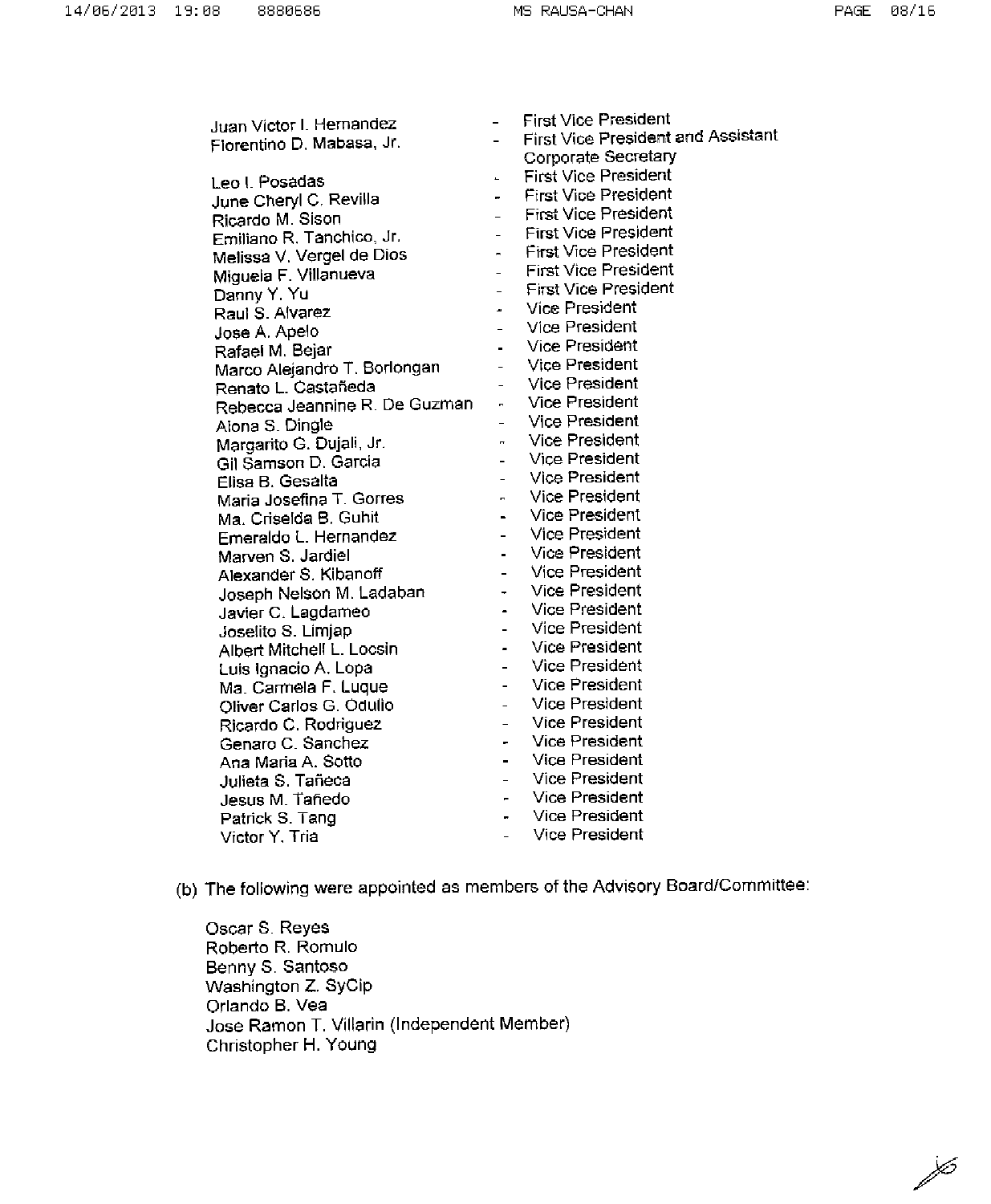Juan Victor I. Hernandez - First Vice President
Florentino D. Mabasa, Jr. - First Vice President and Assistant Corporate Secretary
Leo I. Posadas - First Vice President
June Cheryl C. Revilla - First Vice President
Ricardo M. Sison - First Vice President
Emiliano R. Tanchico, Jr. - First Vice President
Melissa V. Vergel de Dios - First Vice President
Miguela F. Villanueva - First Vice President
Danny Y. Yu - First Vice President
Raul S. Alvarez - Vice President
Jose A. Apelo - Vice President
Rafael M. Bejar - Vice President
Marco Alejandro T. Borlongan - Vice President
Renato L. Castañeda - Vice President
Rebecca Jeannine R. De Guzman - Vice President
Alona S. Dingle - Vice President
Margarito G. Dujali, Jr. - Vice President
Gil Samson D. Garcia - Vice President
Elisa B. Gesalta - Vice President
Maria Josefina T. Gorres - Vice President
Ma. Criselda B. Guhit - Vice President
Emeraldo L. Hernandez - Vice President
Marven S. Jardiel - Vice President
Alexander S. Kibanoff - Vice President
Joseph Nelson M. Ladaban - Vice President
Javier C. Lagdameo - Vice President
Joselito S. Limjap - Vice President
Albert Mitchell L. Locsin - Vice President
Luis Ignacio A. Lopa - Vice President
Ma. Carmela F. Luque - Vice President
Oliver Carlos G. Odulio - Vice President
Ricardo C. Rodriguez - Vice President
Genaro C. Sanchez - Vice President
Ana Maria A. Sotto - Vice President
Julieta S. Tañeca - Vice President
Jesus M. Tañedo - Vice President
Patrick S. Tang - Vice President
Victor Y. Tria - Vice President

(b) The following were appointed as members of the Advisory Board/Committee:

Oscar S. Reyes
Roberto R. Romulo
Benny S. Santoso
Washington Z. SyCip
Orlando B. Vea
Jose Ramon T. Villarin (Independent Member)
Christopher H. Young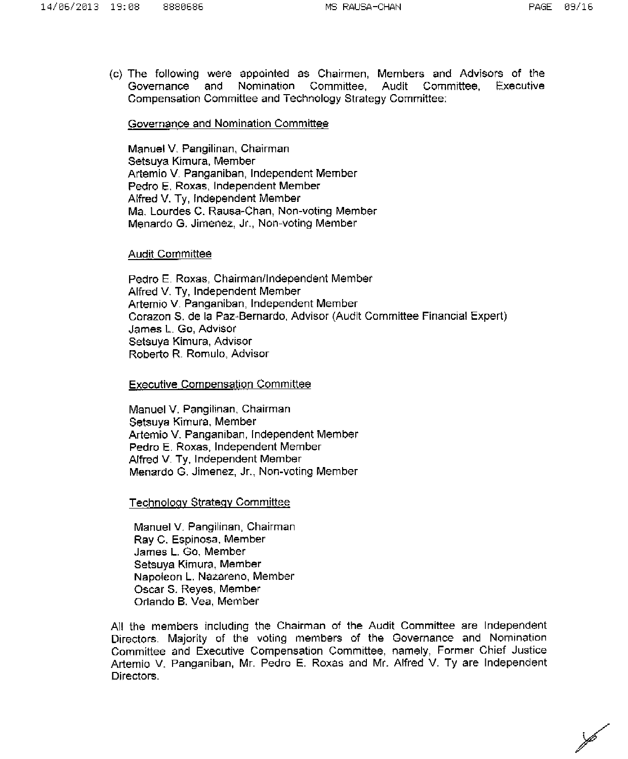(c) The following were appointed as Chairmen, Members and Advisors of the Governance and Nomination Committee, Audit Committee, Executive Compensation Committee and Technology Strategy Committee:

<u>Governance and Nomination Committee</u>

Manuel V. Pangilinan, Chairman
Setsuya Kimura, Member
Artemio V. Panganiban, Independent Member
Pedro E. Roxas, Independent Member
Alfred V. Ty, Independent Member
Ma. Lourdes C. Rausa-Chan, Non-voting Member
Menardo G. Jimenez, Jr., Non-voting Member

<u>Audit Committee</u>

Pedro E. Roxas, Chairman/Independent Member
Alfred V. Ty, Independent Member
Artemio V. Panganiban, Independent Member
Corazon S. de la Paz-Bernardo, Advisor (Audit Committee Financial Expert)
James L. Go, Advisor
Setsuya Kimura, Advisor
Roberto R. Romulo, Advisor

<u>Executive Compensation Committee</u>

Manuel V. Pangilinan, Chairman
Setsuya Kimura, Member
Artemio V. Panganiban, Independent Member
Pedro E. Roxas, Independent Member
Alfred V. Ty, Independent Member
Menardo G. Jimenez, Jr., Non-voting Member

<u>Technology Strategy Committee</u>

Manuel V. Pangilinan, Chairman
Ray C. Espinosa, Member
James L. Go, Member
Setsuya Kimura, Member
Napoleon L. Nazareno, Member
Oscar S. Reyes, Member
Orlando B. Vea, Member

All the members including the Chairman of the Audit Committee are Independent Directors. Majority of the voting members of the Governance and Nomination Committee and Executive Compensation Committee, namely, Former Chief Justice Artemio V. Panganiban, Mr. Pedro E. Roxas and Mr. Alfred V. Ty are Independent Directors.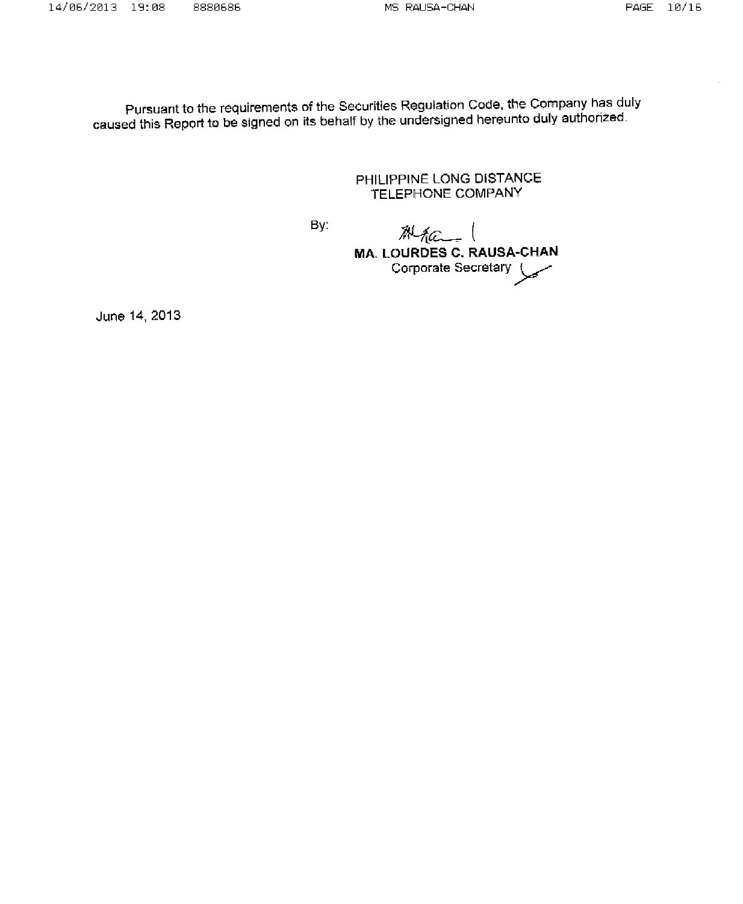Pursuant to the requirements of the Securities Regulation Code, the Company has duly caused this Report to be signed on its behalf by the undersigned hereunto duly authorized.

PHILIPPINE LONG DISTANCE TELEPHONE COMPANY

By:

**MA. LOURDES C. RAUSA-CHAN**
Corporate Secretary

June 14, 2013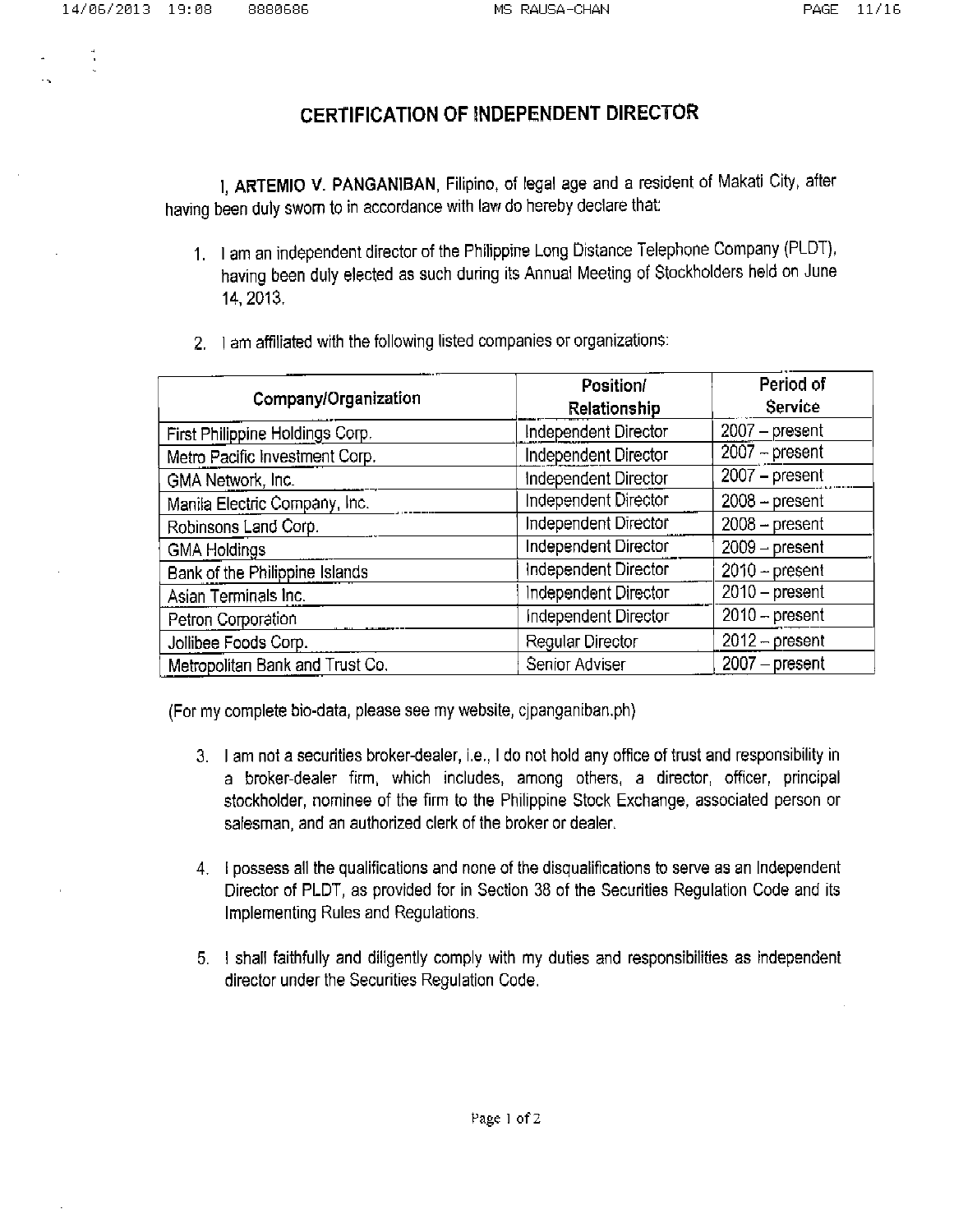# CERTIFICATION OF INDEPENDENT DIRECTOR

I, **ARTEMIO V. PANGANIBAN**, Filipino, of legal age and a resident of Makati City, after having been duly sworn to in accordance with law do hereby declare that:

1. I am an independent director of the Philippine Long Distance Telephone Company (PLDT), having been duly elected as such during its Annual Meeting of Stockholders held on June 14, 2013.

2. I am affiliated with the following listed companies or organizations:

| Company/Organization | Position/ Relationship | Period of Service |
|---|---|---|
| First Philippine Holdings Corp. | Independent Director | 2007 – present |
| Metro Pacific Investment Corp. | Independent Director | 2007 – present |
| GMA Network, Inc. | Independent Director | 2007 – present |
| Manila Electric Company, Inc. | Independent Director | 2008 – present |
| Robinsons Land Corp. | Independent Director | 2008 – present |
| GMA Holdings | Independent Director | 2009 – present |
| Bank of the Philippine Islands | Independent Director | 2010 – present |
| Asian Terminals Inc. | Independent Director | 2010 – present |
| Petron Corporation | Independent Director | 2010 – present |
| Jollibee Foods Corp. | Regular Director | 2012 – present |
| Metropolitan Bank and Trust Co. | Senior Adviser | 2007 – present |

(For my complete bio-data, please see my website, cjpanganiban.ph)

3. I am not a securities broker-dealer, i.e., I do not hold any office of trust and responsibility in a broker-dealer firm, which includes, among others, a director, officer, principal stockholder, nominee of the firm to the Philippine Stock Exchange, associated person or salesman, and an authorized clerk of the broker or dealer.

4. I possess all the qualifications and none of the disqualifications to serve as an Independent Director of PLDT, as provided for in Section 38 of the Securities Regulation Code and its Implementing Rules and Regulations.

5. I shall faithfully and diligently comply with my duties and responsibilities as independent director under the Securities Regulation Code.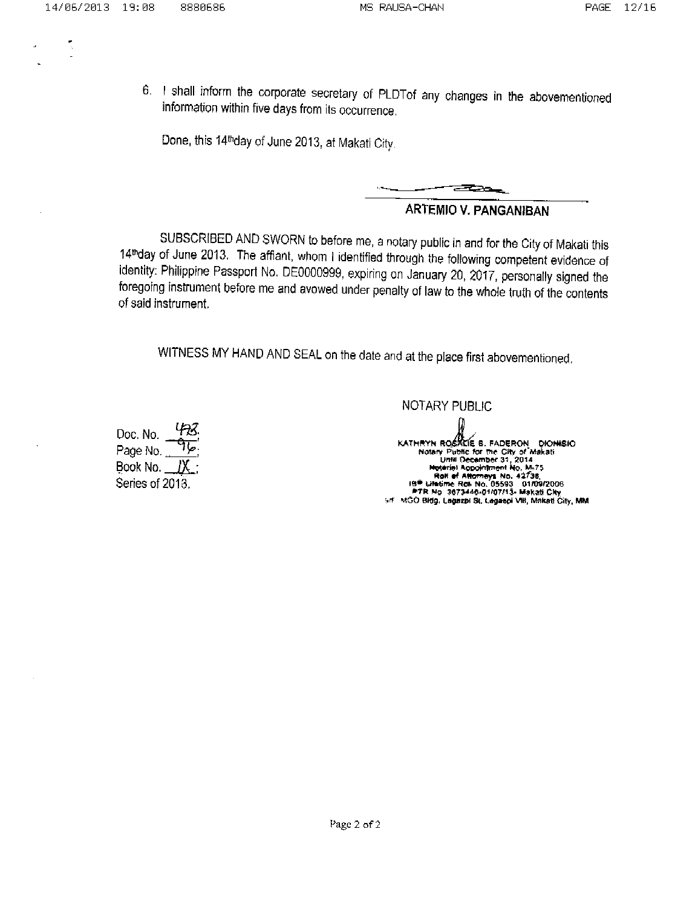6. I shall inform the corporate secretary of PLDTof any changes in the abovementioned information within five days from its occurrence.

Done, this 14thday of June 2013, at Makati City.

**ARTEMIO V. PANGANIBAN**

SUBSCRIBED AND SWORN to before me, a notary public in and for the City of Makati this 14thday of June 2013. The affiant, whom I identified through the following competent evidence of identity: Philippine Passport No. DE0000999, expiring on January 20, 2017, personally signed the foregoing instrument before me and avowed under penalty of law to the whole truth of the contents of said instrument.

WITNESS MY HAND AND SEAL on the date and at the place first abovementioned.

NOTARY PUBLIC

KATHRYN ROSALIE B. FADERON DIONISIO
Notary Public for the City of Makati
Until December 31, 2014
Notarial Appointment No. M-75
Roll of Attorneys No. 42738
IBP Lifetime Roll No. 05593 01/09/2006
PTR No. 3673446-01/07/13- Makati City
5/F MGO Bldg. Legazpi St. Legaspi Vill, Makati City, MM

Doc. No. 493;
Page No. 96;
Book No. IX;
Series of 2013.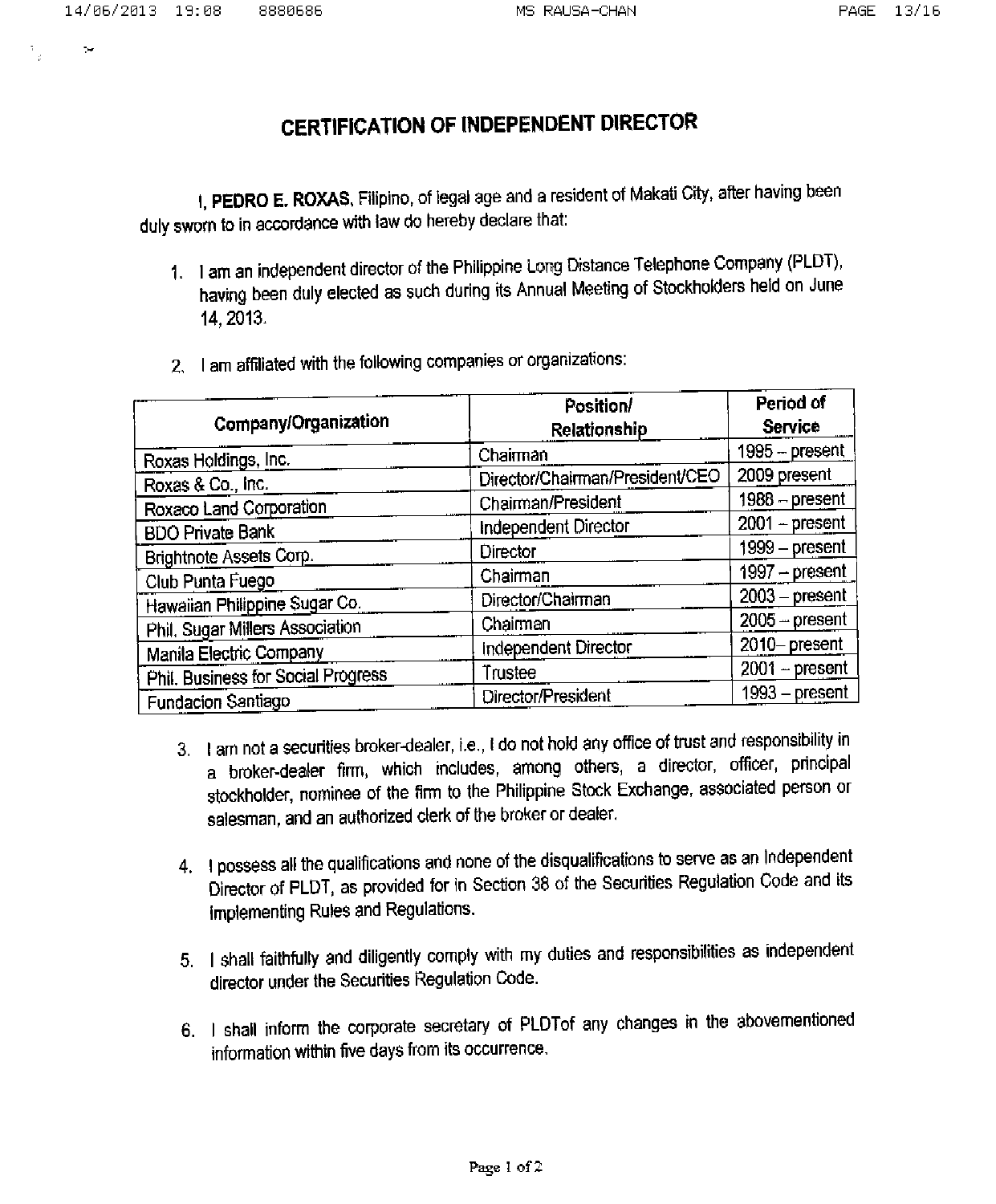# CERTIFICATION OF INDEPENDENT DIRECTOR

I, **PEDRO E. ROXAS**, Filipino, of legal age and a resident of Makati City, after having been duly sworn to in accordance with law do hereby declare that:

1. I am an independent director of the Philippine Long Distance Telephone Company (PLDT), having been duly elected as such during its Annual Meeting of Stockholders held on June 14, 2013.

2. I am affiliated with the following companies or organizations:

| Company/Organization | Position/ Relationship | Period of Service |
|---|---|---|
| Roxas Holdings, Inc. | Chairman | 1995 – present |
| Roxas & Co., Inc. | Director/Chairman/President/CEO | 2009 present |
| Roxaco Land Corporation | Chairman/President | 1988 – present |
| BDO Private Bank | Independent Director | 2001 – present |
| Brightnote Assets Corp. | Director | 1999 – present |
| Club Punta Fuego | Chairman | 1997 – present |
| Hawaiian Philippine Sugar Co. | Director/Chairman | 2003 – present |
| Phil. Sugar Millers Association | Chairman | 2005 – present |
| Manila Electric Company | Independent Director | 2010– present |
| Phil. Business for Social Progress | Trustee | 2001 – present |
| Fundacion Santiago | Director/President | 1993 – present |

3. I am not a securities broker-dealer, i.e., I do not hold any office of trust and responsibility in a broker-dealer firm, which includes, among others, a director, officer, principal stockholder, nominee of the firm to the Philippine Stock Exchange, associated person or salesman, and an authorized clerk of the broker or dealer.

4. I possess all the qualifications and none of the disqualifications to serve as an Independent Director of PLDT, as provided for in Section 38 of the Securities Regulation Code and its Implementing Rules and Regulations.

5. I shall faithfully and diligently comply with my duties and responsibilities as independent director under the Securities Regulation Code.

6. I shall inform the corporate secretary of PLDTof any changes in the abovementioned information within five days from its occurrence.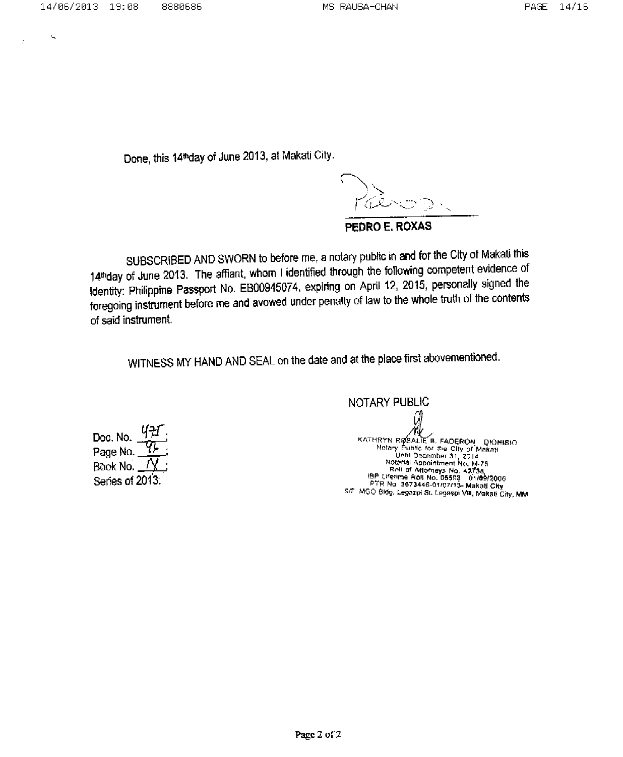Done, this 14th day of June 2013, at Makati City.

**PEDRO E. ROXAS**

SUBSCRIBED AND SWORN to before me, a notary public in and for the City of Makati this 14th day of June 2013. The affiant, whom I identified through the following competent evidence of identity: Philippine Passport No. EB00945074, expiring on April 12, 2015, personally signed the foregoing instrument before me and avowed under penalty of law to the whole truth of the contents of said instrument.

WITNESS MY HAND AND SEAL on the date and at the place first abovementioned.

NOTARY PUBLIC

KATHRYN ROSALIE B. FADERON DIONISIO
Notary Public for the City of Makati
Until December 31, 2014
Notarial Appointment No. M-75
Roll of Attorneys No. 42738
IBP Lifetime Roll No. 05583 01/09/2006
PTR No. 3673446-01/07/13- Makati City
9/F MGO Bldg. Legazpi St. Legaspi Vill, Makati City, MM

Doc. No. 475;
Page No. 96;
Book No. IX;
Series of 2013.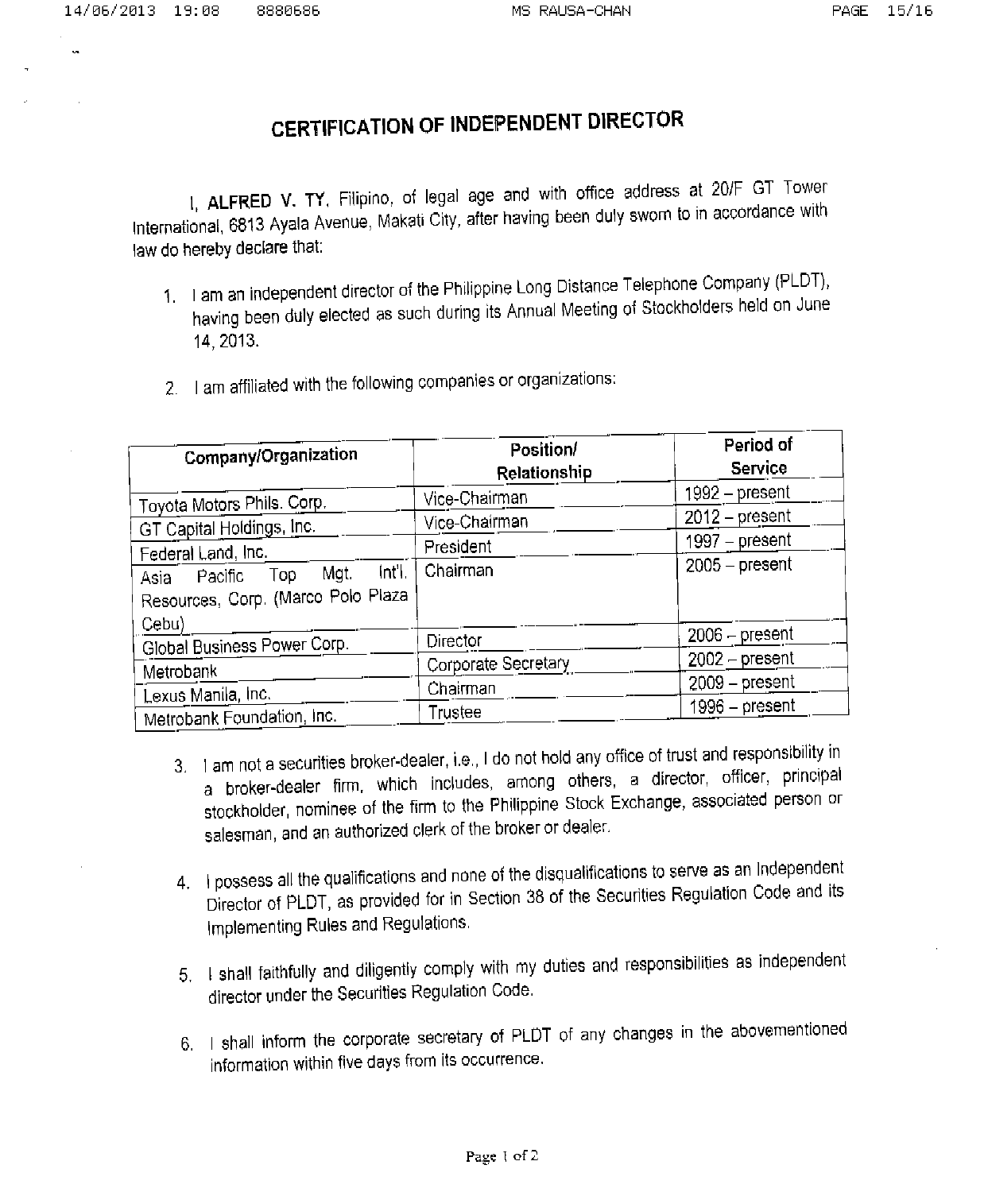# CERTIFICATION OF INDEPENDENT DIRECTOR

I, **ALFRED V. TY**, Filipino, of legal age and with office address at 20/F GT Tower International, 6813 Ayala Avenue, Makati City, after having been duly sworn to in accordance with law do hereby declare that:

1. I am an independent director of the Philippine Long Distance Telephone Company (PLDT), having been duly elected as such during its Annual Meeting of Stockholders held on June 14, 2013.

2. I am affiliated with the following companies or organizations:

| Company/Organization | Position/ Relationship | Period of Service |
|---|---|---|
| Toyota Motors Phils. Corp. | Vice-Chairman | 1992 – present |
| GT Capital Holdings, Inc. | Vice-Chairman | 2012 – present |
| Federal Land, Inc. | President | 1997 – present |
| Asia Pacific Top Mgt. Int'l. Resources, Corp. (Marco Polo Plaza Cebu) | Chairman | 2005 – present |
| Global Business Power Corp. | Director | 2006 – present |
| Metrobank | Corporate Secretary | 2002 – present |
| Lexus Manila, Inc. | Chairman | 2009 – present |
| Metrobank Foundation, Inc. | Trustee | 1996 – present |

3. I am not a securities broker-dealer, i.e., I do not hold any office of trust and responsibility in a broker-dealer firm, which includes, among others, a director, officer, principal stockholder, nominee of the firm to the Philippine Stock Exchange, associated person or salesman, and an authorized clerk of the broker or dealer.

4. I possess all the qualifications and none of the disqualifications to serve as an Independent Director of PLDT, as provided for in Section 38 of the Securities Regulation Code and its Implementing Rules and Regulations.

5. I shall faithfully and diligently comply with my duties and responsibilities as independent director under the Securities Regulation Code.

6. I shall inform the corporate secretary of PLDT of any changes in the abovementioned information within five days from its occurrence.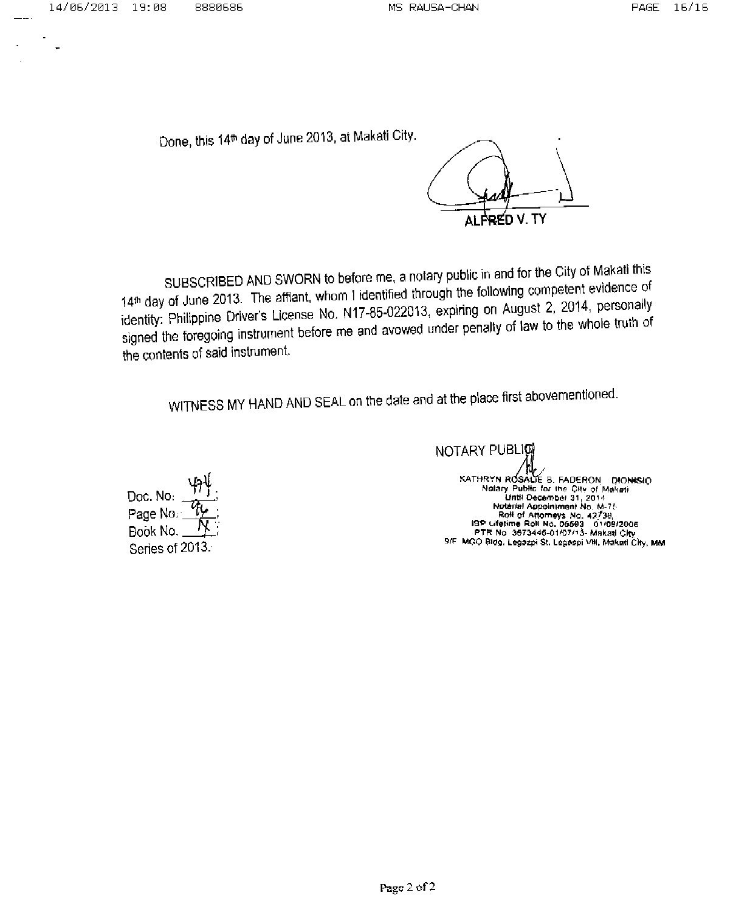Done, this 14th day of June 2013, at Makati City.

**ALFRED V. TY**

SUBSCRIBED AND SWORN to before me, a notary public in and for the City of Makati this 14th day of June 2013. The affiant, whom I identified through the following competent evidence of identity: Philippine Driver's License No. N17-85-022013, expiring on August 2, 2014, personally signed the foregoing instrument before me and avowed under penalty of law to the whole truth of the contents of said instrument.

WITNESS MY HAND AND SEAL on the date and at the place first abovementioned.

NOTARY PUBLIC

KATHRYN ROSALIE B. FADERON DIONISIO
Notary Public for the City of Makati
Until December 31, 2014
Notarial Appointment No. M-75
Roll of Attorneys No. 42738,
IBP Lifetime Roll No. 05593 01/09/2006
PTR No. 3673446-01/07/13- Makati City
9/F MGO Bldg. Legazpi St. Legaspi Vill. Makati City, MM

Doc. No: 474;
Page No. 96;
Book No. IV;
Series of 2013.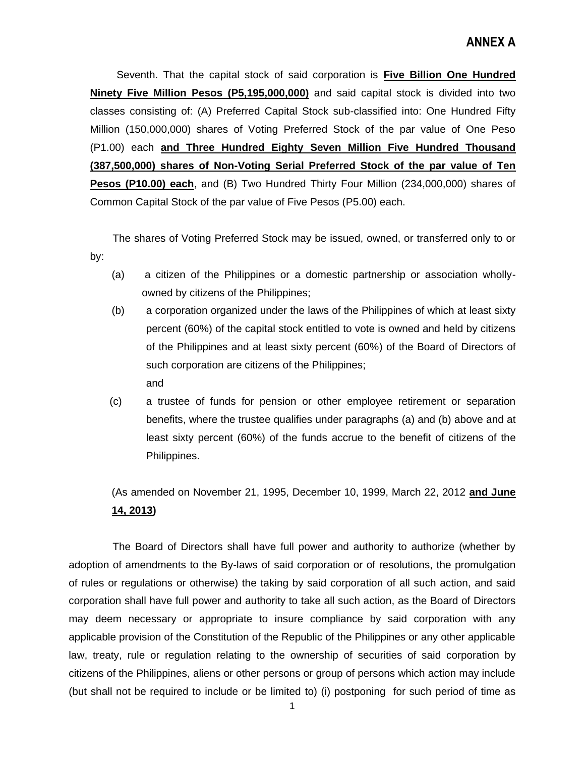# ANNEX A

Seventh. That the capital stock of said corporation is **Five Billion One Hundred Ninety Five Million Pesos (P5,195,000,000)** and said capital stock is divided into two classes consisting of: (A) Preferred Capital Stock sub-classified into: One Hundred Fifty Million (150,000,000) shares of Voting Preferred Stock of the par value of One Peso (P1.00) each **and Three Hundred Eighty Seven Million Five Hundred Thousand (387,500,000) shares of Non-Voting Serial Preferred Stock of the par value of Ten Pesos (P10.00) each**, and (B) Two Hundred Thirty Four Million (234,000,000) shares of Common Capital Stock of the par value of Five Pesos (P5.00) each.

The shares of Voting Preferred Stock may be issued, owned, or transferred only to or by:

(a) a citizen of the Philippines or a domestic partnership or association wholly-owned by citizens of the Philippines;

(b) a corporation organized under the laws of the Philippines of which at least sixty percent (60%) of the capital stock entitled to vote is owned and held by citizens of the Philippines and at least sixty percent (60%) of the Board of Directors of such corporation are citizens of the Philippines; and

(c) a trustee of funds for pension or other employee retirement or separation benefits, where the trustee qualifies under paragraphs (a) and (b) above and at least sixty percent (60%) of the funds accrue to the benefit of citizens of the Philippines.

(As amended on November 21, 1995, December 10, 1999, March 22, 2012 **and June 14, 2013)**

The Board of Directors shall have full power and authority to authorize (whether by adoption of amendments to the By-laws of said corporation or of resolutions, the promulgation of rules or regulations or otherwise) the taking by said corporation of all such action, and said corporation shall have full power and authority to take all such action, as the Board of Directors may deem necessary or appropriate to insure compliance by said corporation with any applicable provision of the Constitution of the Republic of the Philippines or any other applicable law, treaty, rule or regulation relating to the ownership of securities of said corporation by citizens of the Philippines, aliens or other persons or group of persons which action may include (but shall not be required to include or be limited to) (i) postponing for such period of time as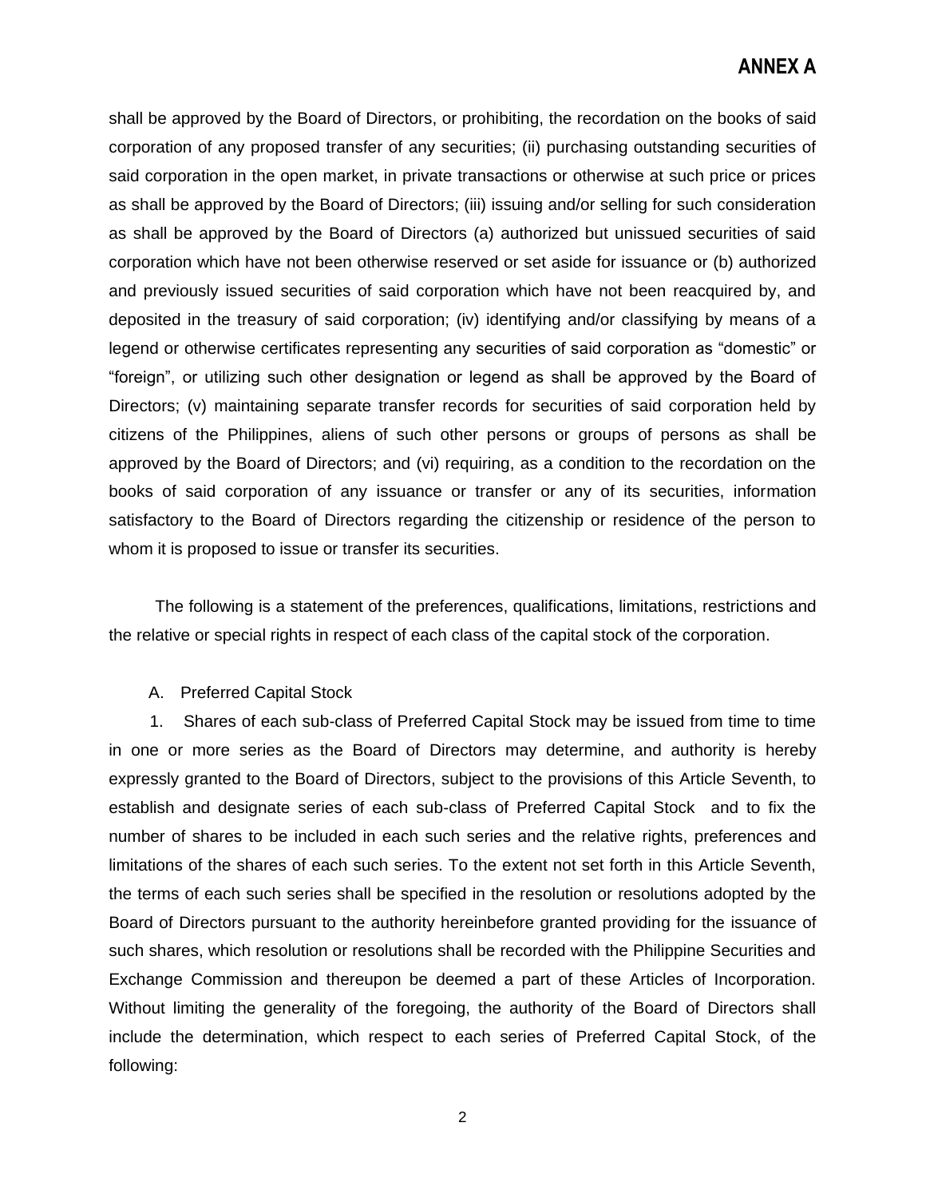shall be approved by the Board of Directors, or prohibiting, the recordation on the books of said corporation of any proposed transfer of any securities; (ii) purchasing outstanding securities of said corporation in the open market, in private transactions or otherwise at such price or prices as shall be approved by the Board of Directors; (iii) issuing and/or selling for such consideration as shall be approved by the Board of Directors (a) authorized but unissued securities of said corporation which have not been otherwise reserved or set aside for issuance or (b) authorized and previously issued securities of said corporation which have not been reacquired by, and deposited in the treasury of said corporation; (iv) identifying and/or classifying by means of a legend or otherwise certificates representing any securities of said corporation as "domestic" or "foreign", or utilizing such other designation or legend as shall be approved by the Board of Directors; (v) maintaining separate transfer records for securities of said corporation held by citizens of the Philippines, aliens of such other persons or groups of persons as shall be approved by the Board of Directors; and (vi) requiring, as a condition to the recordation on the books of said corporation of any issuance or transfer or any of its securities, information satisfactory to the Board of Directors regarding the citizenship or residence of the person to whom it is proposed to issue or transfer its securities.

The following is a statement of the preferences, qualifications, limitations, restrictions and the relative or special rights in respect of each class of the capital stock of the corporation.

A. Preferred Capital Stock

1. Shares of each sub-class of Preferred Capital Stock may be issued from time to time in one or more series as the Board of Directors may determine, and authority is hereby expressly granted to the Board of Directors, subject to the provisions of this Article Seventh, to establish and designate series of each sub-class of Preferred Capital Stock and to fix the number of shares to be included in each such series and the relative rights, preferences and limitations of the shares of each such series. To the extent not set forth in this Article Seventh, the terms of each such series shall be specified in the resolution or resolutions adopted by the Board of Directors pursuant to the authority hereinbefore granted providing for the issuance of such shares, which resolution or resolutions shall be recorded with the Philippine Securities and Exchange Commission and thereupon be deemed a part of these Articles of Incorporation. Without limiting the generality of the foregoing, the authority of the Board of Directors shall include the determination, which respect to each series of Preferred Capital Stock, of the following: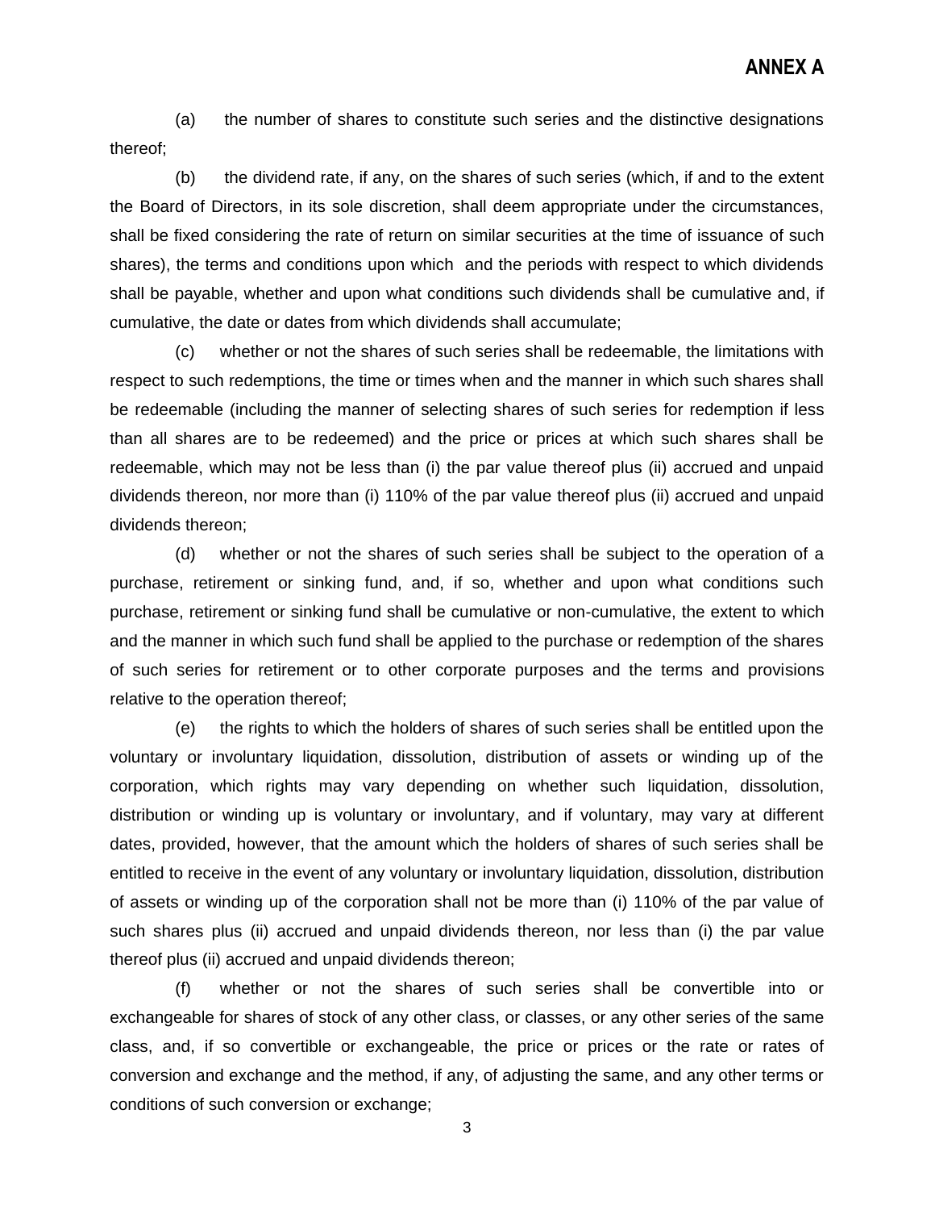**ANNEX A**

(a) the number of shares to constitute such series and the distinctive designations thereof;

(b) the dividend rate, if any, on the shares of such series (which, if and to the extent the Board of Directors, in its sole discretion, shall deem appropriate under the circumstances, shall be fixed considering the rate of return on similar securities at the time of issuance of such shares), the terms and conditions upon which and the periods with respect to which dividends shall be payable, whether and upon what conditions such dividends shall be cumulative and, if cumulative, the date or dates from which dividends shall accumulate;

(c) whether or not the shares of such series shall be redeemable, the limitations with respect to such redemptions, the time or times when and the manner in which such shares shall be redeemable (including the manner of selecting shares of such series for redemption if less than all shares are to be redeemed) and the price or prices at which such shares shall be redeemable, which may not be less than (i) the par value thereof plus (ii) accrued and unpaid dividends thereon, nor more than (i) 110% of the par value thereof plus (ii) accrued and unpaid dividends thereon;

(d) whether or not the shares of such series shall be subject to the operation of a purchase, retirement or sinking fund, and, if so, whether and upon what conditions such purchase, retirement or sinking fund shall be cumulative or non-cumulative, the extent to which and the manner in which such fund shall be applied to the purchase or redemption of the shares of such series for retirement or to other corporate purposes and the terms and provisions relative to the operation thereof;

(e) the rights to which the holders of shares of such series shall be entitled upon the voluntary or involuntary liquidation, dissolution, distribution of assets or winding up of the corporation, which rights may vary depending on whether such liquidation, dissolution, distribution or winding up is voluntary or involuntary, and if voluntary, may vary at different dates, provided, however, that the amount which the holders of shares of such series shall be entitled to receive in the event of any voluntary or involuntary liquidation, dissolution, distribution of assets or winding up of the corporation shall not be more than (i) 110% of the par value of such shares plus (ii) accrued and unpaid dividends thereon, nor less than (i) the par value thereof plus (ii) accrued and unpaid dividends thereon;

(f) whether or not the shares of such series shall be convertible into or exchangeable for shares of stock of any other class, or classes, or any other series of the same class, and, if so convertible or exchangeable, the price or prices or the rate or rates of conversion and exchange and the method, if any, of adjusting the same, and any other terms or conditions of such conversion or exchange;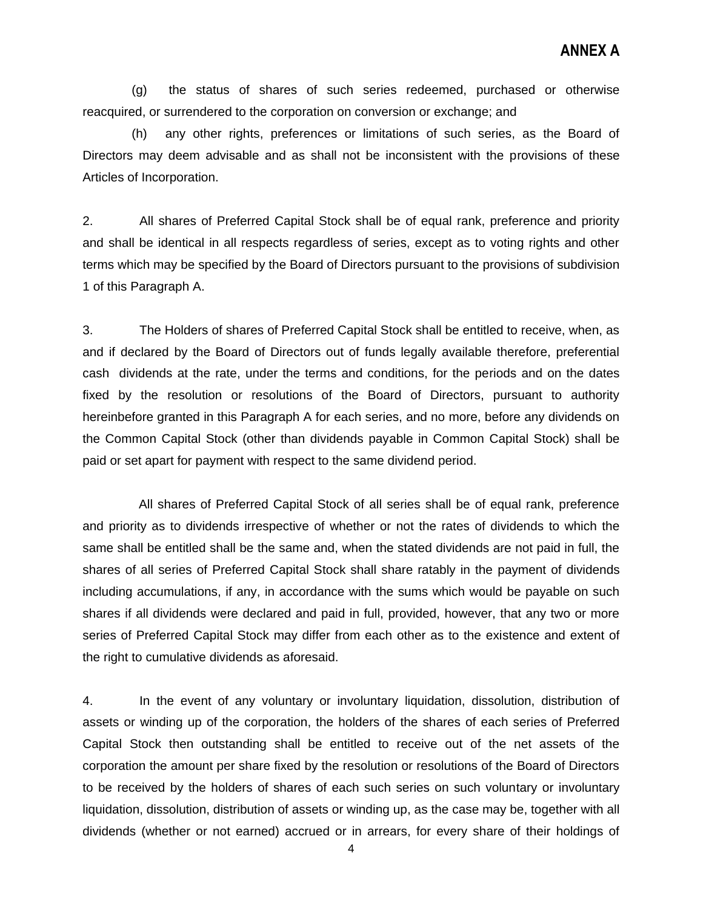**ANNEX A**

(g) the status of shares of such series redeemed, purchased or otherwise reacquired, or surrendered to the corporation on conversion or exchange; and

(h) any other rights, preferences or limitations of such series, as the Board of Directors may deem advisable and as shall not be inconsistent with the provisions of these Articles of Incorporation.

2. All shares of Preferred Capital Stock shall be of equal rank, preference and priority and shall be identical in all respects regardless of series, except as to voting rights and other terms which may be specified by the Board of Directors pursuant to the provisions of subdivision 1 of this Paragraph A.

3. The Holders of shares of Preferred Capital Stock shall be entitled to receive, when, as and if declared by the Board of Directors out of funds legally available therefore, preferential cash dividends at the rate, under the terms and conditions, for the periods and on the dates fixed by the resolution or resolutions of the Board of Directors, pursuant to authority hereinbefore granted in this Paragraph A for each series, and no more, before any dividends on the Common Capital Stock (other than dividends payable in Common Capital Stock) shall be paid or set apart for payment with respect to the same dividend period.

All shares of Preferred Capital Stock of all series shall be of equal rank, preference and priority as to dividends irrespective of whether or not the rates of dividends to which the same shall be entitled shall be the same and, when the stated dividends are not paid in full, the shares of all series of Preferred Capital Stock shall share ratably in the payment of dividends including accumulations, if any, in accordance with the sums which would be payable on such shares if all dividends were declared and paid in full, provided, however, that any two or more series of Preferred Capital Stock may differ from each other as to the existence and extent of the right to cumulative dividends as aforesaid.

4. In the event of any voluntary or involuntary liquidation, dissolution, distribution of assets or winding up of the corporation, the holders of the shares of each series of Preferred Capital Stock then outstanding shall be entitled to receive out of the net assets of the corporation the amount per share fixed by the resolution or resolutions of the Board of Directors to be received by the holders of shares of each such series on such voluntary or involuntary liquidation, dissolution, distribution of assets or winding up, as the case may be, together with all dividends (whether or not earned) accrued or in arrears, for every share of their holdings of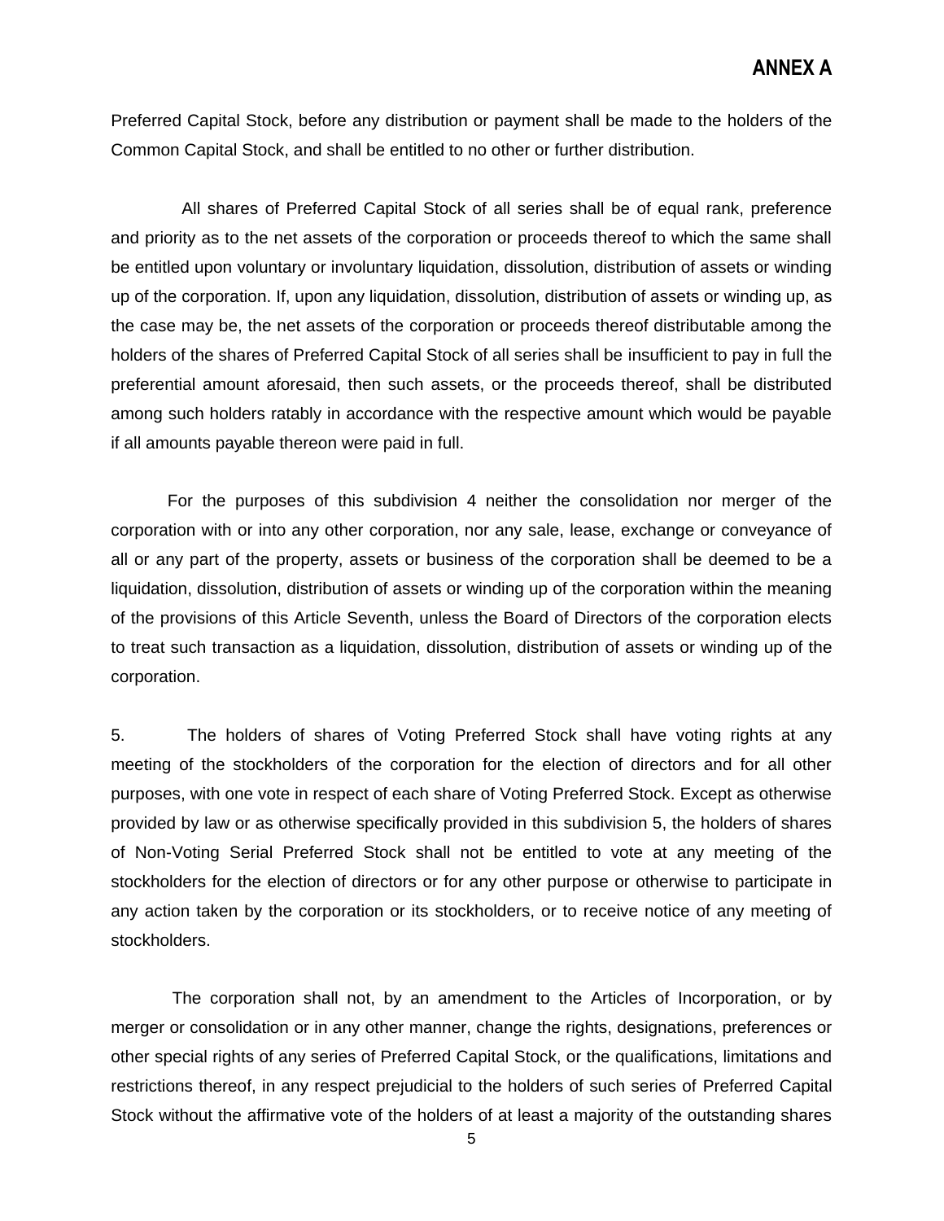Preferred Capital Stock, before any distribution or payment shall be made to the holders of the Common Capital Stock, and shall be entitled to no other or further distribution.

All shares of Preferred Capital Stock of all series shall be of equal rank, preference and priority as to the net assets of the corporation or proceeds thereof to which the same shall be entitled upon voluntary or involuntary liquidation, dissolution, distribution of assets or winding up of the corporation. If, upon any liquidation, dissolution, distribution of assets or winding up, as the case may be, the net assets of the corporation or proceeds thereof distributable among the holders of the shares of Preferred Capital Stock of all series shall be insufficient to pay in full the preferential amount aforesaid, then such assets, or the proceeds thereof, shall be distributed among such holders ratably in accordance with the respective amount which would be payable if all amounts payable thereon were paid in full.

For the purposes of this subdivision 4 neither the consolidation nor merger of the corporation with or into any other corporation, nor any sale, lease, exchange or conveyance of all or any part of the property, assets or business of the corporation shall be deemed to be a liquidation, dissolution, distribution of assets or winding up of the corporation within the meaning of the provisions of this Article Seventh, unless the Board of Directors of the corporation elects to treat such transaction as a liquidation, dissolution, distribution of assets or winding up of the corporation.

5. The holders of shares of Voting Preferred Stock shall have voting rights at any meeting of the stockholders of the corporation for the election of directors and for all other purposes, with one vote in respect of each share of Voting Preferred Stock. Except as otherwise provided by law or as otherwise specifically provided in this subdivision 5, the holders of shares of Non-Voting Serial Preferred Stock shall not be entitled to vote at any meeting of the stockholders for the election of directors or for any other purpose or otherwise to participate in any action taken by the corporation or its stockholders, or to receive notice of any meeting of stockholders.

The corporation shall not, by an amendment to the Articles of Incorporation, or by merger or consolidation or in any other manner, change the rights, designations, preferences or other special rights of any series of Preferred Capital Stock, or the qualifications, limitations and restrictions thereof, in any respect prejudicial to the holders of such series of Preferred Capital Stock without the affirmative vote of the holders of at least a majority of the outstanding shares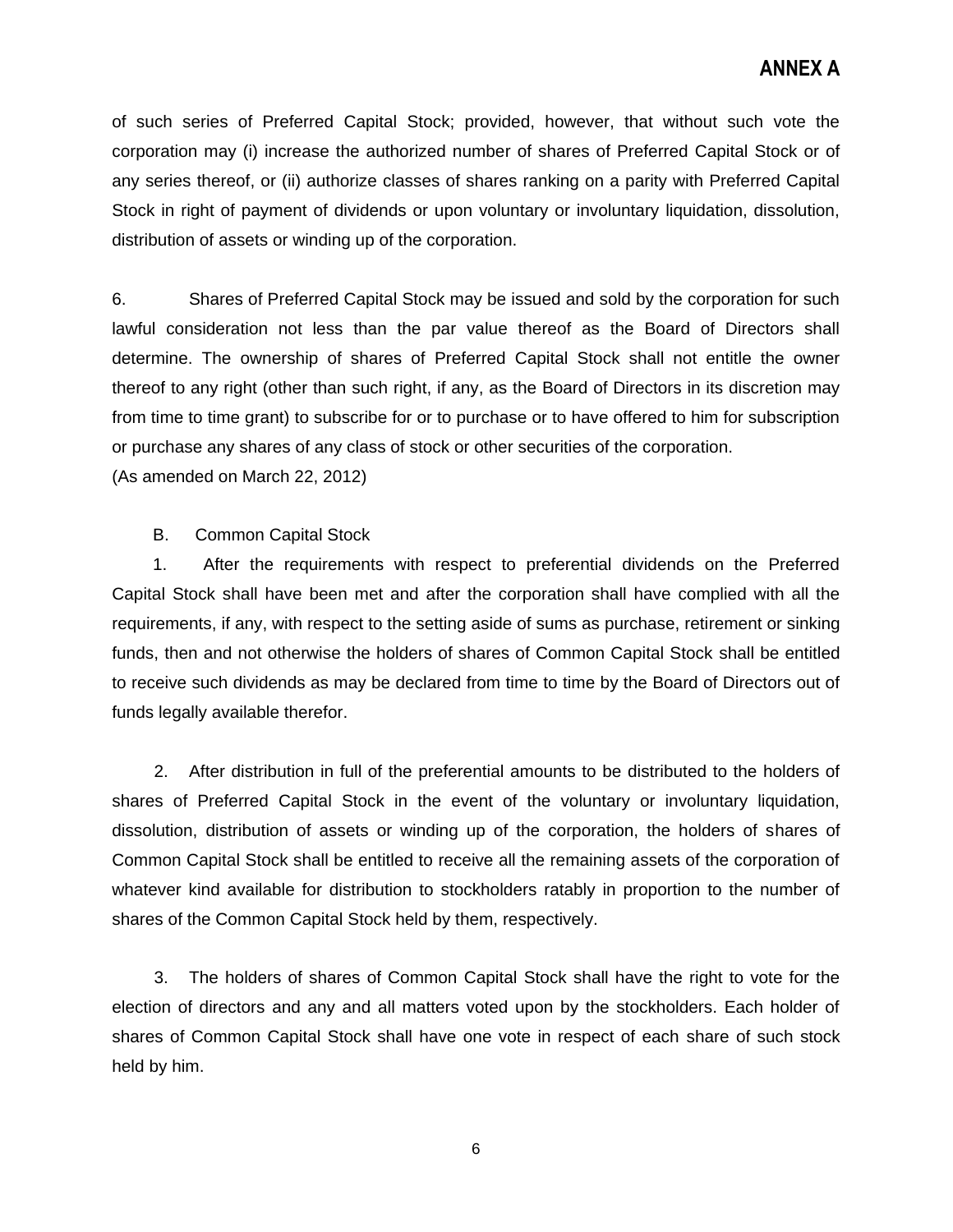of such series of Preferred Capital Stock; provided, however, that without such vote the corporation may (i) increase the authorized number of shares of Preferred Capital Stock or of any series thereof, or (ii) authorize classes of shares ranking on a parity with Preferred Capital Stock in right of payment of dividends or upon voluntary or involuntary liquidation, dissolution, distribution of assets or winding up of the corporation.

6. Shares of Preferred Capital Stock may be issued and sold by the corporation for such lawful consideration not less than the par value thereof as the Board of Directors shall determine. The ownership of shares of Preferred Capital Stock shall not entitle the owner thereof to any right (other than such right, if any, as the Board of Directors in its discretion may from time to time grant) to subscribe for or to purchase or to have offered to him for subscription or purchase any shares of any class of stock or other securities of the corporation.
(As amended on March 22, 2012)

B. Common Capital Stock

1. After the requirements with respect to preferential dividends on the Preferred Capital Stock shall have been met and after the corporation shall have complied with all the requirements, if any, with respect to the setting aside of sums as purchase, retirement or sinking funds, then and not otherwise the holders of shares of Common Capital Stock shall be entitled to receive such dividends as may be declared from time to time by the Board of Directors out of funds legally available therefor.

2. After distribution in full of the preferential amounts to be distributed to the holders of shares of Preferred Capital Stock in the event of the voluntary or involuntary liquidation, dissolution, distribution of assets or winding up of the corporation, the holders of shares of Common Capital Stock shall be entitled to receive all the remaining assets of the corporation of whatever kind available for distribution to stockholders ratably in proportion to the number of shares of the Common Capital Stock held by them, respectively.

3. The holders of shares of Common Capital Stock shall have the right to vote for the election of directors and any and all matters voted upon by the stockholders. Each holder of shares of Common Capital Stock shall have one vote in respect of each share of such stock held by him.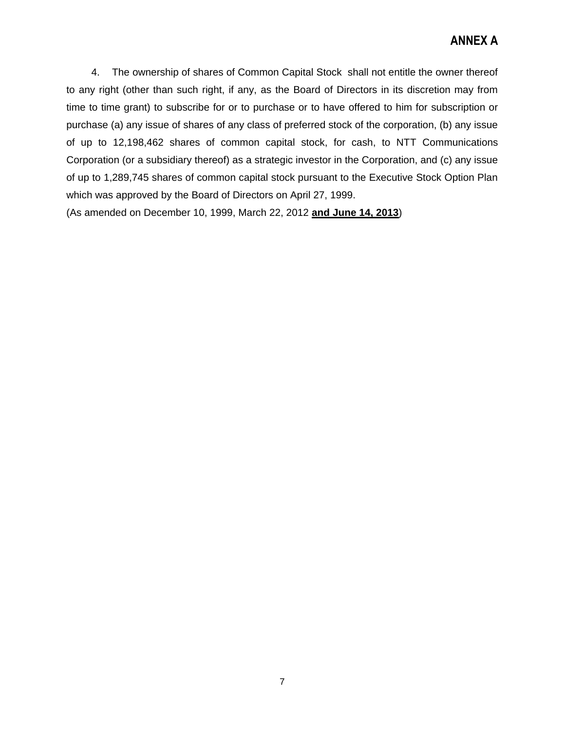# ANNEX A

4. The ownership of shares of Common Capital Stock shall not entitle the owner thereof to any right (other than such right, if any, as the Board of Directors in its discretion may from time to time grant) to subscribe for or to purchase or to have offered to him for subscription or purchase (a) any issue of shares of any class of preferred stock of the corporation, (b) any issue of up to 12,198,462 shares of common capital stock, for cash, to NTT Communications Corporation (or a subsidiary thereof) as a strategic investor in the Corporation, and (c) any issue of up to 1,289,745 shares of common capital stock pursuant to the Executive Stock Option Plan which was approved by the Board of Directors on April 27, 1999.

(As amended on December 10, 1999, March 22, 2012 **and June 14, 2013**)